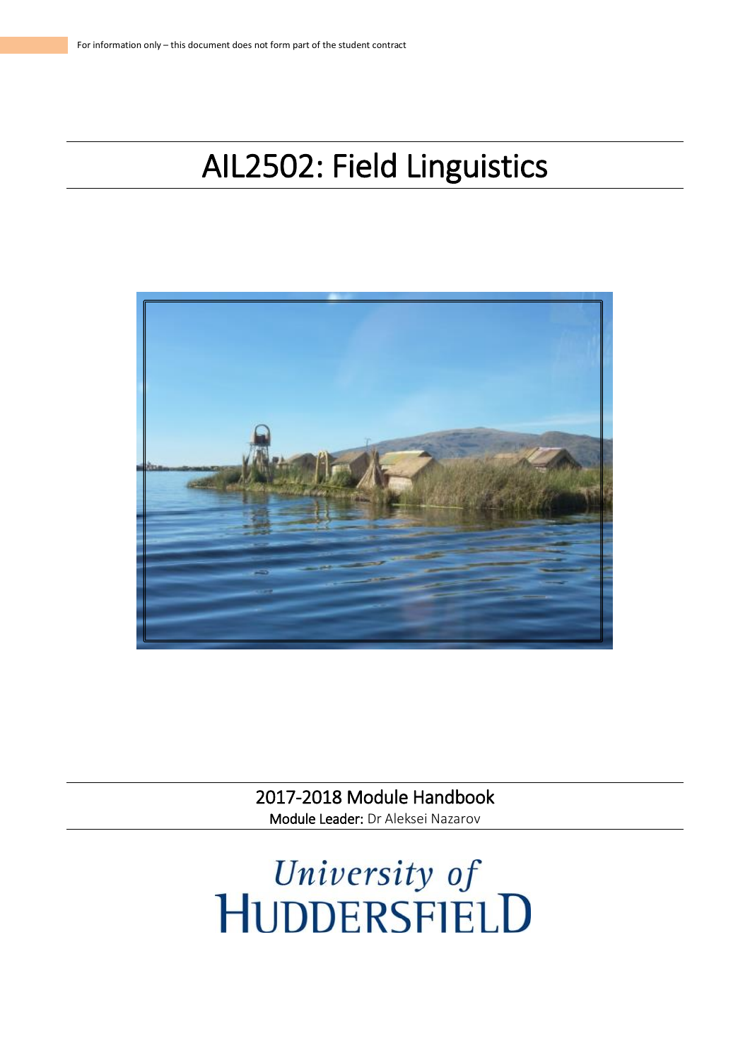For information only – this document does not form part of the student contract

# AIL2502: Field Linguistics

2017-2018 Module Handbook

**Module Leader:** Dr Aleksei Nazarov

University of Huddersfield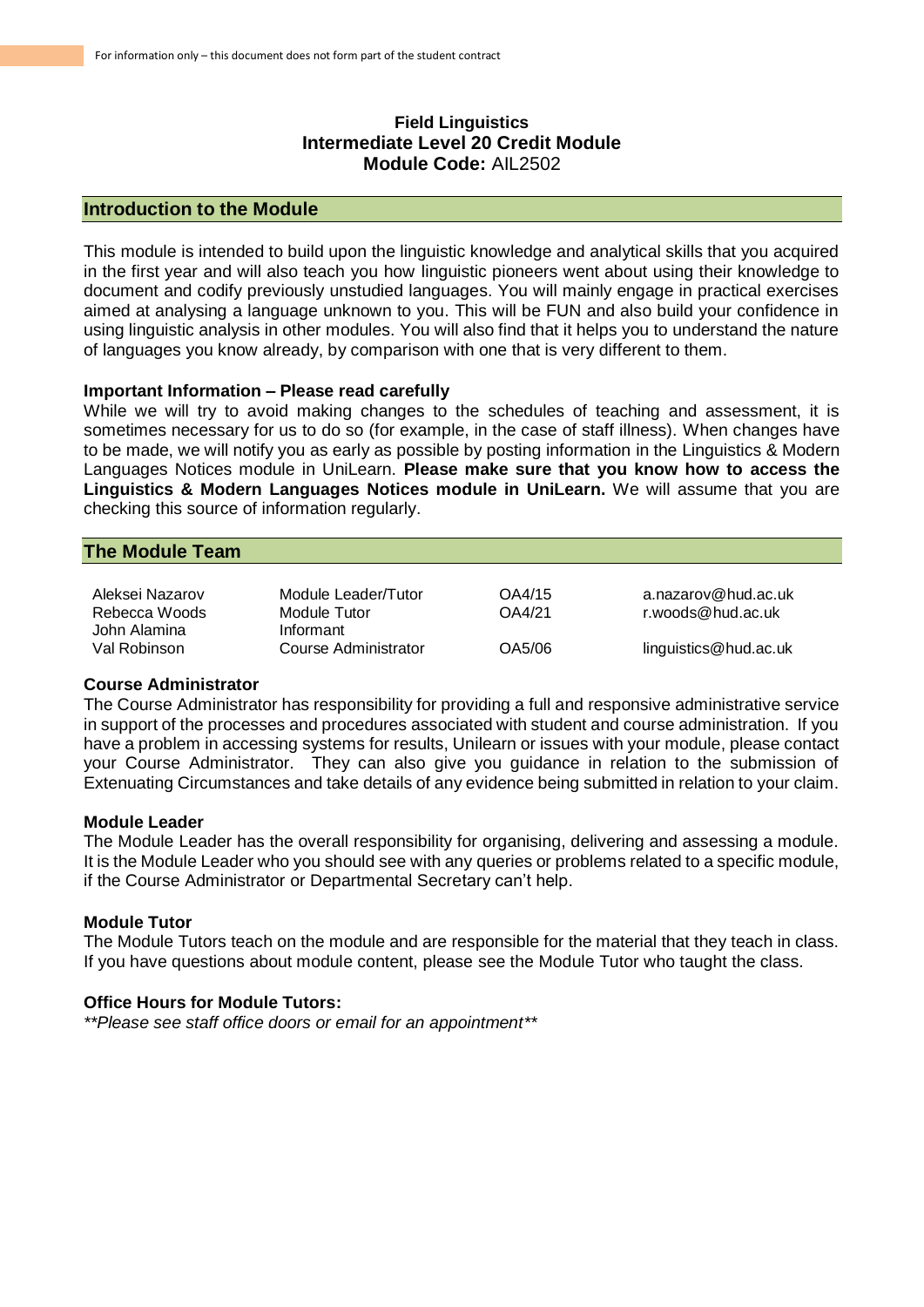For information only – this document does not form part of the student contract

**Field Linguistics**
**Intermediate Level 20 Credit Module**
**Module Code:** AIL2502

## Introduction to the Module

This module is intended to build upon the linguistic knowledge and analytical skills that you acquired in the first year and will also teach you how linguistic pioneers went about using their knowledge to document and codify previously unstudied languages. You will mainly engage in practical exercises aimed at analysing a language unknown to you. This will be FUN and also build your confidence in using linguistic analysis in other modules. You will also find that it helps you to understand the nature of languages you know already, by comparison with one that is very different to them.

**Important Information – Please read carefully**
While we will try to avoid making changes to the schedules of teaching and assessment, it is sometimes necessary for us to do so (for example, in the case of staff illness). When changes have to be made, we will notify you as early as possible by posting information in the Linguistics & Modern Languages Notices module in UniLearn. **Please make sure that you know how to access the Linguistics & Modern Languages Notices module in UniLearn.** We will assume that you are checking this source of information regularly.

## The Module Team

| | | | |
|---|---|---|---|
| Aleksei Nazarov | Module Leader/Tutor | OA4/15 | a.nazarov@hud.ac.uk |
| Rebecca Woods | Module Tutor | OA4/21 | r.woods@hud.ac.uk |
| John Alamina | Informant | | |
| Val Robinson | Course Administrator | OA5/06 | linguistics@hud.ac.uk |

**Course Administrator**
The Course Administrator has responsibility for providing a full and responsive administrative service in support of the processes and procedures associated with student and course administration. If you have a problem in accessing systems for results, Unilearn or issues with your module, please contact your Course Administrator. They can also give you guidance in relation to the submission of Extenuating Circumstances and take details of any evidence being submitted in relation to your claim.

**Module Leader**
The Module Leader has the overall responsibility for organising, delivering and assessing a module. It is the Module Leader who you should see with any queries or problems related to a specific module, if the Course Administrator or Departmental Secretary can't help.

**Module Tutor**
The Module Tutors teach on the module and are responsible for the material that they teach in class. If you have questions about module content, please see the Module Tutor who taught the class.

**Office Hours for Module Tutors:**
*\*\*Please see staff office doors or email for an appointment\*\**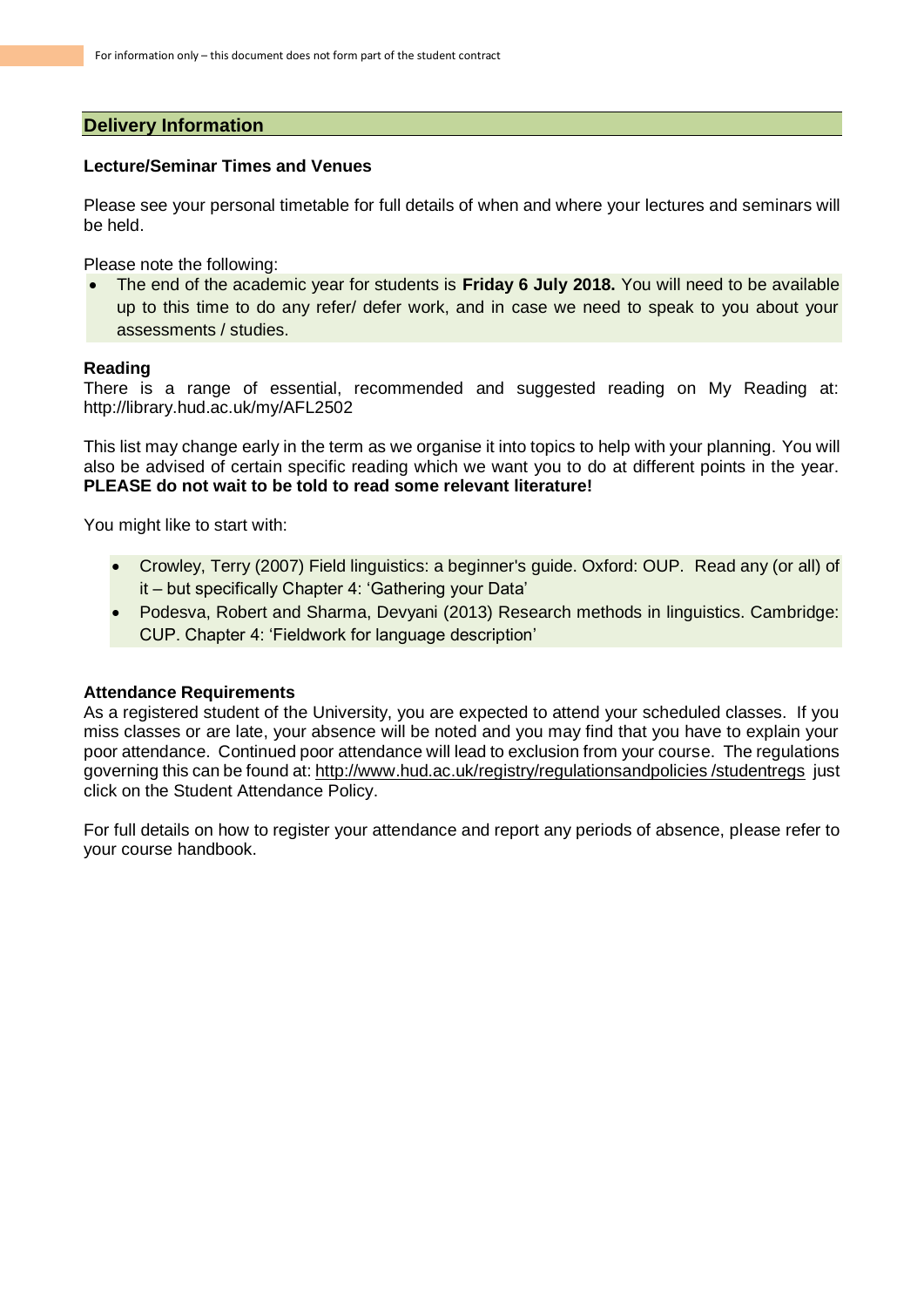## Delivery Information

### Lecture/Seminar Times and Venues

Please see your personal timetable for full details of when and where your lectures and seminars will be held.

Please note the following:

- The end of the academic year for students is **Friday 6 July 2018.** You will need to be available up to this time to do any refer/ defer work, and in case we need to speak to you about your assessments / studies.

### Reading

There is a range of essential, recommended and suggested reading on My Reading at: http://library.hud.ac.uk/my/AFL2502

This list may change early in the term as we organise it into topics to help with your planning. You will also be advised of certain specific reading which we want you to do at different points in the year. **PLEASE do not wait to be told to read some relevant literature!**

You might like to start with:

- Crowley, Terry (2007) Field linguistics: a beginner's guide. Oxford: OUP. Read any (or all) of it – but specifically Chapter 4: 'Gathering your Data'
- Podesva, Robert and Sharma, Devyani (2013) Research methods in linguistics. Cambridge: CUP. Chapter 4: 'Fieldwork for language description'

### Attendance Requirements

As a registered student of the University, you are expected to attend your scheduled classes. If you miss classes or are late, your absence will be noted and you may find that you have to explain your poor attendance. Continued poor attendance will lead to exclusion from your course. The regulations governing this can be found at: http://www.hud.ac.uk/registry/regulationsandpolicies /studentregs just click on the Student Attendance Policy.

For full details on how to register your attendance and report any periods of absence, please refer to your course handbook.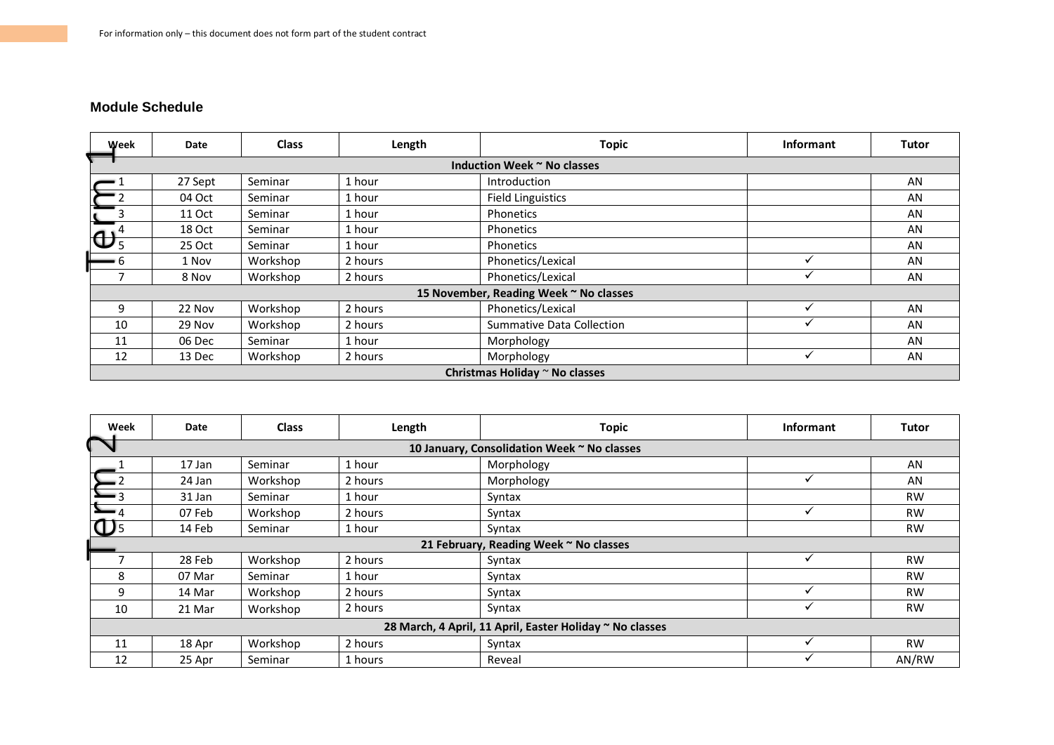## Module Schedule

**Term 1**

| Week | Date | Class | Length | Topic | Informant | Tutor |
|---|---|---|---|---|---|---|
| **Induction Week ~ No classes** | | | | | | |
| 1 | 27 Sept | Seminar | 1 hour | Introduction | | AN |
| 2 | 04 Oct | Seminar | 1 hour | Field Linguistics | | AN |
| 3 | 11 Oct | Seminar | 1 hour | Phonetics | | AN |
| 4 | 18 Oct | Seminar | 1 hour | Phonetics | | AN |
| 5 | 25 Oct | Seminar | 1 hour | Phonetics | | AN |
| 6 | 1 Nov | Workshop | 2 hours | Phonetics/Lexical | ✓ | AN |
| 7 | 8 Nov | Workshop | 2 hours | Phonetics/Lexical | ✓ | AN |
| **15 November, Reading Week ~ No classes** | | | | | | |
| 9 | 22 Nov | Workshop | 2 hours | Phonetics/Lexical | ✓ | AN |
| 10 | 29 Nov | Workshop | 2 hours | Summative Data Collection | ✓ | AN |
| 11 | 06 Dec | Seminar | 1 hour | Morphology | | AN |
| 12 | 13 Dec | Workshop | 2 hours | Morphology | ✓ | AN |
| **Christmas Holiday ~ No classes** | | | | | | |

**Term 2**

| Week | Date | Class | Length | Topic | Informant | Tutor |
|---|---|---|---|---|---|---|
| **10 January, Consolidation Week ~ No classes** | | | | | | |
| 1 | 17 Jan | Seminar | 1 hour | Morphology | | AN |
| 2 | 24 Jan | Workshop | 2 hours | Morphology | ✓ | AN |
| 3 | 31 Jan | Seminar | 1 hour | Syntax | | RW |
| 4 | 07 Feb | Workshop | 2 hours | Syntax | ✓ | RW |
| 5 | 14 Feb | Seminar | 1 hour | Syntax | | RW |
| **21 February, Reading Week ~ No classes** | | | | | | |
| 7 | 28 Feb | Workshop | 2 hours | Syntax | ✓ | RW |
| 8 | 07 Mar | Seminar | 1 hour | Syntax | | RW |
| 9 | 14 Mar | Workshop | 2 hours | Syntax | ✓ | RW |
| 10 | 21 Mar | Workshop | 2 hours | Syntax | ✓ | RW |
| **28 March, 4 April, 11 April, Easter Holiday ~ No classes** | | | | | | |
| 11 | 18 Apr | Workshop | 2 hours | Syntax | ✓ | RW |
| 12 | 25 Apr | Seminar | 1 hours | Reveal | ✓ | AN/RW |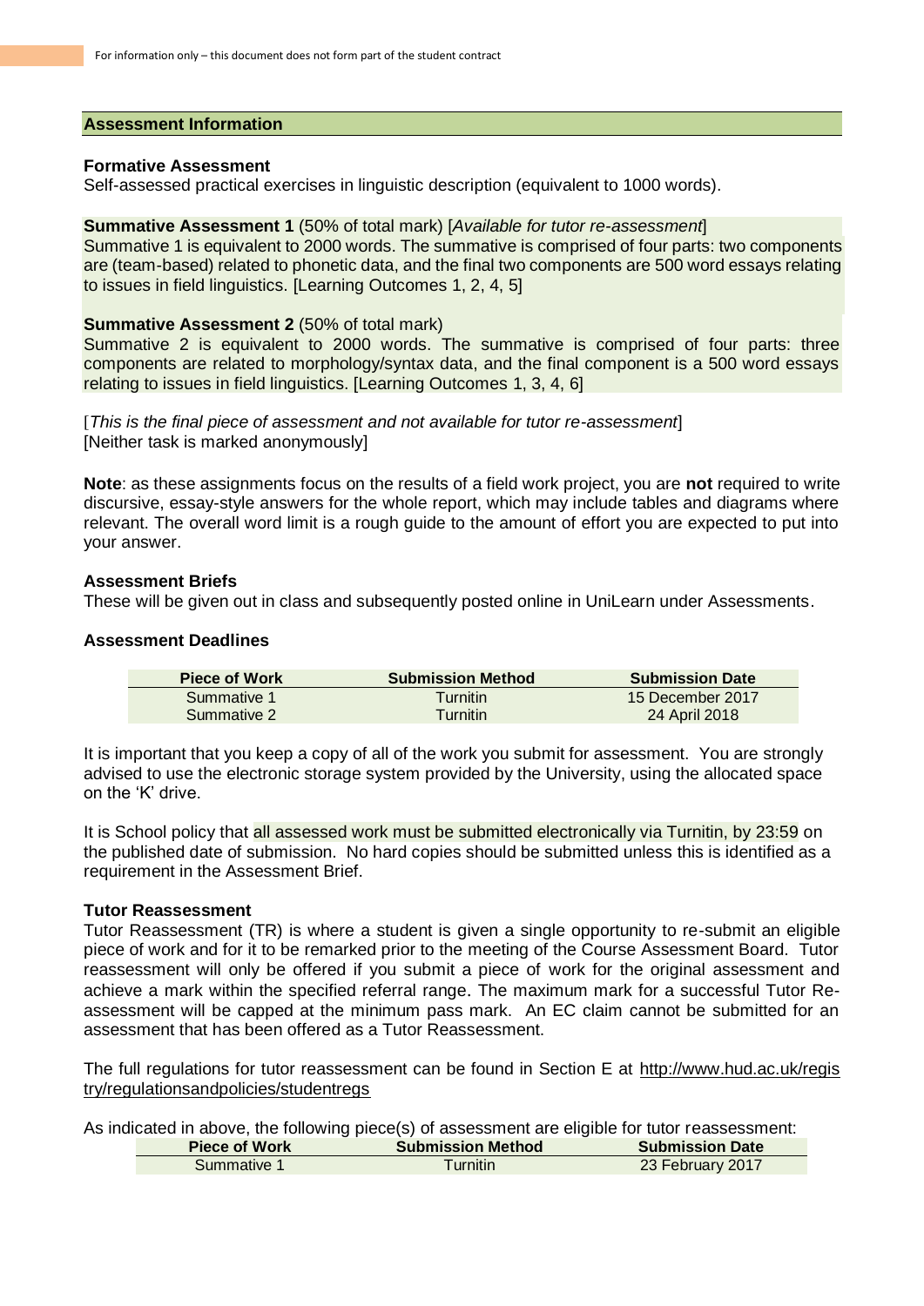## Assessment Information

**Formative Assessment**
Self-assessed practical exercises in linguistic description (equivalent to 1000 words).

**Summative Assessment 1** (50% of total mark) [*Available for tutor re-assessment*]
Summative 1 is equivalent to 2000 words. The summative is comprised of four parts: two components are (team-based) related to phonetic data, and the final two components are 500 word essays relating to issues in field linguistics. [Learning Outcomes 1, 2, 4, 5]

**Summative Assessment 2** (50% of total mark)
Summative 2 is equivalent to 2000 words. The summative is comprised of four parts: three components are related to morphology/syntax data, and the final component is a 500 word essays relating to issues in field linguistics. [Learning Outcomes 1, 3, 4, 6]

[*This is the final piece of assessment and not available for tutor re-assessment*]
[Neither task is marked anonymously]

**Note**: as these assignments focus on the results of a field work project, you are **not** required to write discursive, essay-style answers for the whole report, which may include tables and diagrams where relevant. The overall word limit is a rough guide to the amount of effort you are expected to put into your answer.

**Assessment Briefs**
These will be given out in class and subsequently posted online in UniLearn under Assessments.

**Assessment Deadlines**

| Piece of Work | Submission Method | Submission Date |
|---|---|---|
| Summative 1 | Turnitin | 15 December 2017 |
| Summative 2 | Turnitin | 24 April 2018 |

It is important that you keep a copy of all of the work you submit for assessment. You are strongly advised to use the electronic storage system provided by the University, using the allocated space on the 'K' drive.

It is School policy that all assessed work must be submitted electronically via Turnitin, by 23:59 on the published date of submission. No hard copies should be submitted unless this is identified as a requirement in the Assessment Brief.

**Tutor Reassessment**
Tutor Reassessment (TR) is where a student is given a single opportunity to re-submit an eligible piece of work and for it to be remarked prior to the meeting of the Course Assessment Board. Tutor reassessment will only be offered if you submit a piece of work for the original assessment and achieve a mark within the specified referral range. The maximum mark for a successful Tutor Re-assessment will be capped at the minimum pass mark. An EC claim cannot be submitted for an assessment that has been offered as a Tutor Reassessment.

The full regulations for tutor reassessment can be found in Section E at http://www.hud.ac.uk/registry/regulationsandpolicies/studentregs

As indicated in above, the following piece(s) of assessment are eligible for tutor reassessment:

| Piece of Work | Submission Method | Submission Date |
|---|---|---|
| Summative 1 | Turnitin | 23 February 2017 |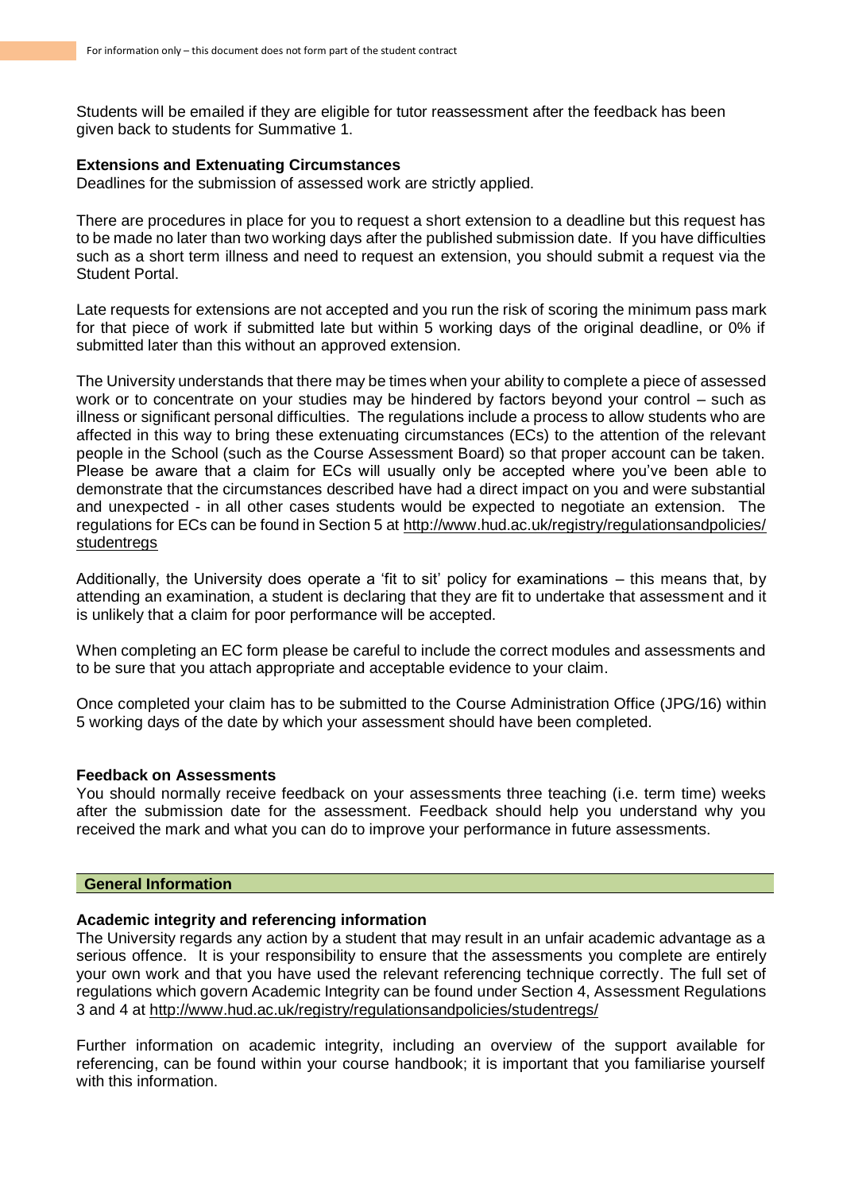Students will be emailed if they are eligible for tutor reassessment after the feedback has been given back to students for Summative 1.

### Extensions and Extenuating Circumstances

Deadlines for the submission of assessed work are strictly applied.

There are procedures in place for you to request a short extension to a deadline but this request has to be made no later than two working days after the published submission date. If you have difficulties such as a short term illness and need to request an extension, you should submit a request via the Student Portal.

Late requests for extensions are not accepted and you run the risk of scoring the minimum pass mark for that piece of work if submitted late but within 5 working days of the original deadline, or 0% if submitted later than this without an approved extension.

The University understands that there may be times when your ability to complete a piece of assessed work or to concentrate on your studies may be hindered by factors beyond your control – such as illness or significant personal difficulties. The regulations include a process to allow students who are affected in this way to bring these extenuating circumstances (ECs) to the attention of the relevant people in the School (such as the Course Assessment Board) so that proper account can be taken. Please be aware that a claim for ECs will usually only be accepted where you've been able to demonstrate that the circumstances described have had a direct impact on you and were substantial and unexpected - in all other cases students would be expected to negotiate an extension. The regulations for ECs can be found in Section 5 at http://www.hud.ac.uk/registry/regulationsandpolicies/studentregs

Additionally, the University does operate a 'fit to sit' policy for examinations – this means that, by attending an examination, a student is declaring that they are fit to undertake that assessment and it is unlikely that a claim for poor performance will be accepted.

When completing an EC form please be careful to include the correct modules and assessments and to be sure that you attach appropriate and acceptable evidence to your claim.

Once completed your claim has to be submitted to the Course Administration Office (JPG/16) within 5 working days of the date by which your assessment should have been completed.

### Feedback on Assessments

You should normally receive feedback on your assessments three teaching (i.e. term time) weeks after the submission date for the assessment. Feedback should help you understand why you received the mark and what you can do to improve your performance in future assessments.

## General Information

### Academic integrity and referencing information

The University regards any action by a student that may result in an unfair academic advantage as a serious offence. It is your responsibility to ensure that the assessments you complete are entirely your own work and that you have used the relevant referencing technique correctly. The full set of regulations which govern Academic Integrity can be found under Section 4, Assessment Regulations 3 and 4 at http://www.hud.ac.uk/registry/regulationsandpolicies/studentregs/

Further information on academic integrity, including an overview of the support available for referencing, can be found within your course handbook; it is important that you familiarise yourself with this information.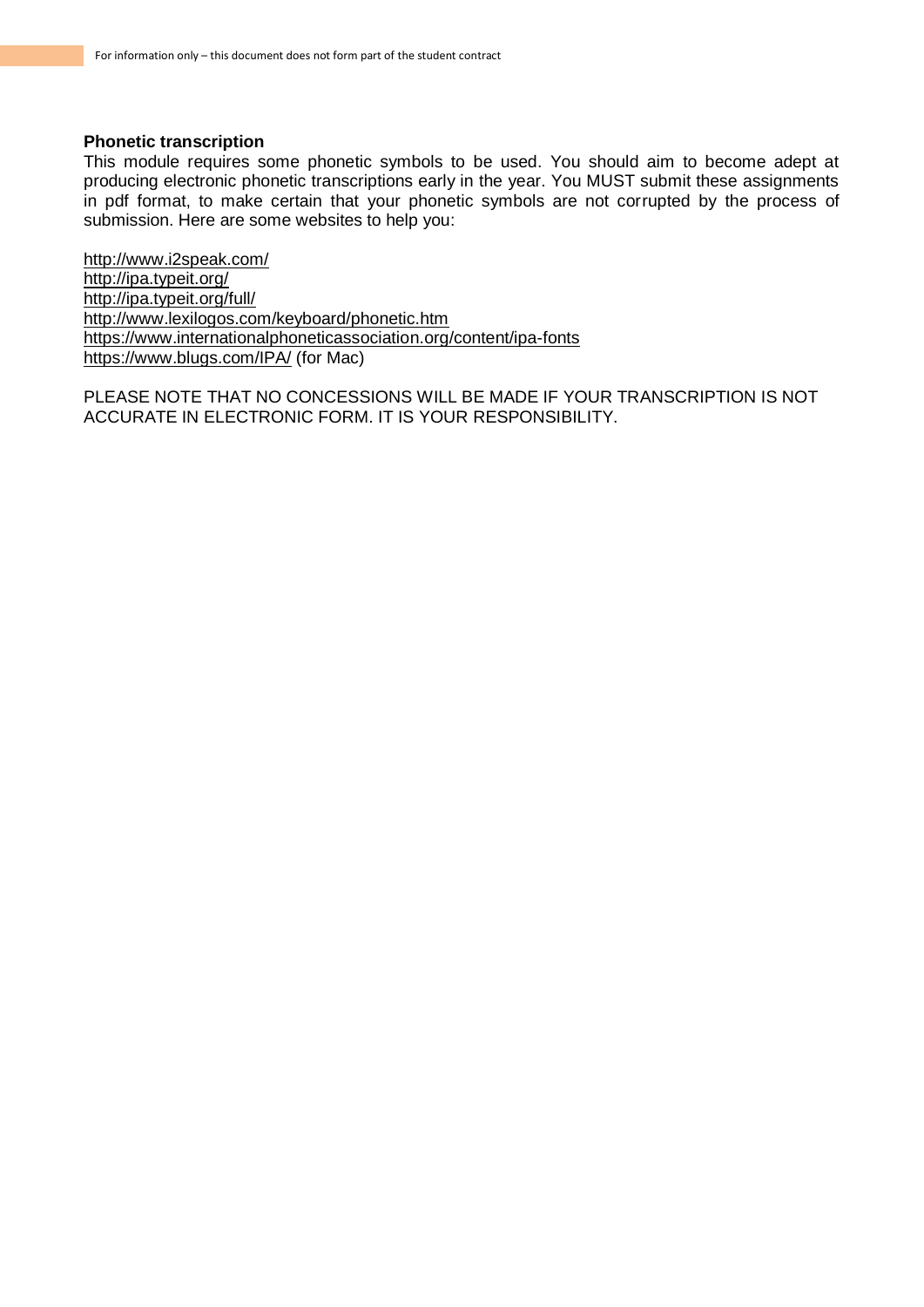**Phonetic transcription**

This module requires some phonetic symbols to be used. You should aim to become adept at producing electronic phonetic transcriptions early in the year. You MUST submit these assignments in pdf format, to make certain that your phonetic symbols are not corrupted by the process of submission. Here are some websites to help you:

http://www.i2speak.com/
http://ipa.typeit.org/
http://ipa.typeit.org/full/
http://www.lexilogos.com/keyboard/phonetic.htm
https://www.internationalphoneticassociation.org/content/ipa-fonts
https://www.blugs.com/IPA/ (for Mac)

PLEASE NOTE THAT NO CONCESSIONS WILL BE MADE IF YOUR TRANSCRIPTION IS NOT ACCURATE IN ELECTRONIC FORM. IT IS YOUR RESPONSIBILITY.